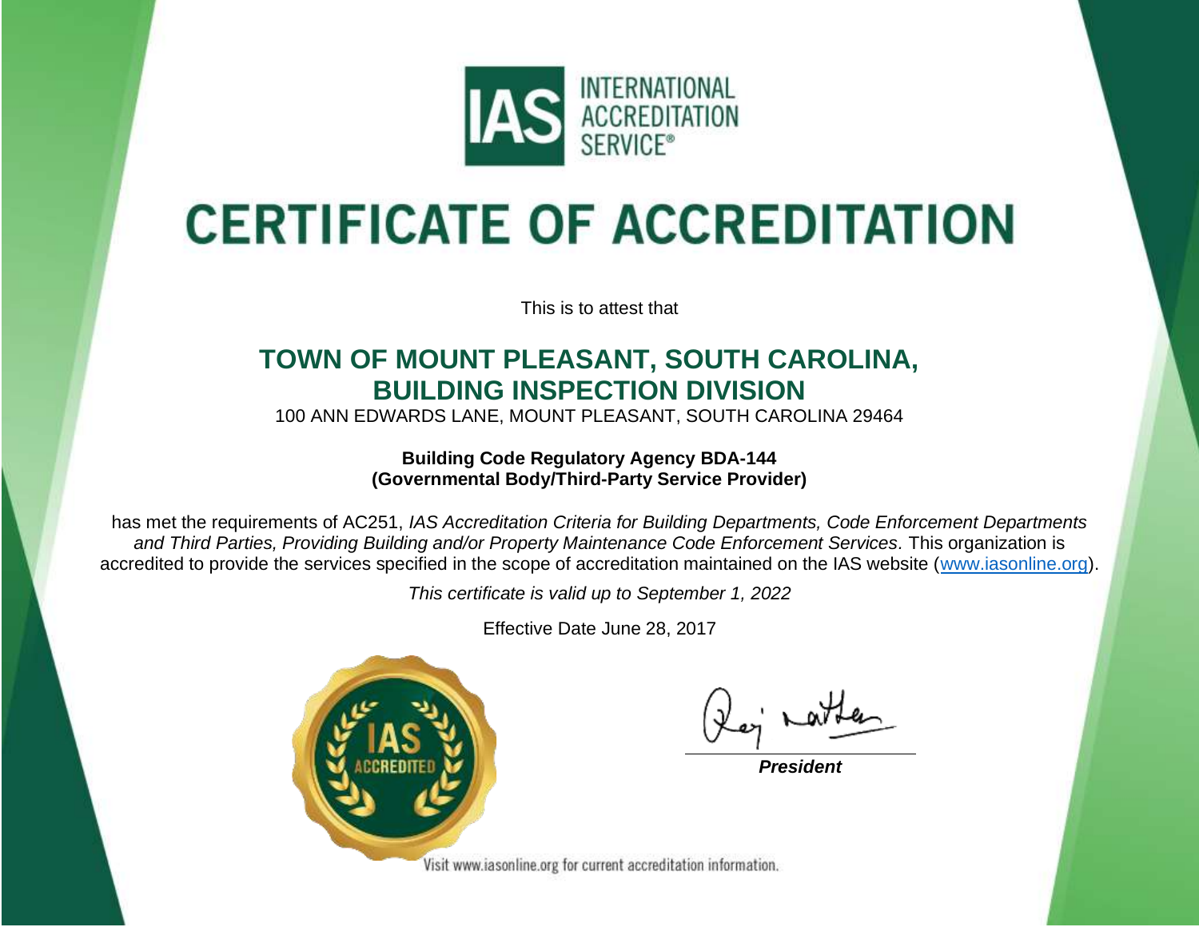INTERNATIONAL ACCREDITATION SERVICE®

# CERTIFICATE OF ACCREDITATION

This is to attest that

## TOWN OF MOUNT PLEASANT, SOUTH CAROLINA, BUILDING INSPECTION DIVISION

100 ANN EDWARDS LANE, MOUNT PLEASANT, SOUTH CAROLINA 29464

**Building Code Regulatory Agency BDA-144**
**(Governmental Body/Third-Party Service Provider)**

has met the requirements of AC251, *IAS Accreditation Criteria for Building Departments, Code Enforcement Departments and Third Parties, Providing Building and/or Property Maintenance Code Enforcement Services.* This organization is accredited to provide the services specified in the scope of accreditation maintained on the IAS website (www.iasonline.org).

*This certificate is valid up to September 1, 2022*

Effective Date June 28, 2017

***President***

Visit www.iasonline.org for current accreditation information.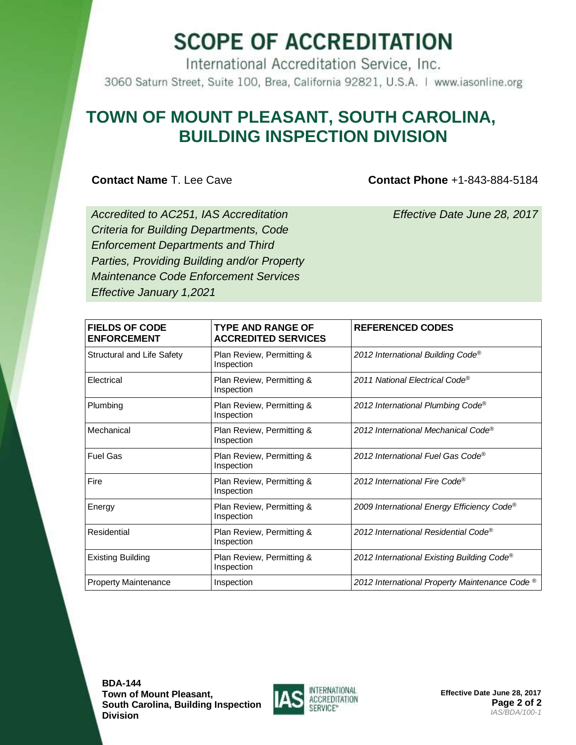# SCOPE OF ACCREDITATION

International Accreditation Service, Inc.

3060 Saturn Street, Suite 100, Brea, California 92821, U.S.A. | www.iasonline.org

## TOWN OF MOUNT PLEASANT, SOUTH CAROLINA, BUILDING INSPECTION DIVISION

**Contact Name** T. Lee Cave **Contact Phone** +1-843-884-5184

*Accredited to AC251, IAS Accreditation Criteria for Building Departments, Code Enforcement Departments and Third Parties, Providing Building and/or Property Maintenance Code Enforcement Services Effective January 1,2021*

*Effective Date June 28, 2017*

| FIELDS OF CODE ENFORCEMENT | TYPE AND RANGE OF ACCREDITED SERVICES | REFERENCED CODES |
|---|---|---|
| Structural and Life Safety | Plan Review, Permitting & Inspection | *2012 International Building Code®* |
| Electrical | Plan Review, Permitting & Inspection | *2011 National Electrical Code®* |
| Plumbing | Plan Review, Permitting & Inspection | *2012 International Plumbing Code®* |
| Mechanical | Plan Review, Permitting & Inspection | *2012 International Mechanical Code®* |
| Fuel Gas | Plan Review, Permitting & Inspection | *2012 International Fuel Gas Code®* |
| Fire | Plan Review, Permitting & Inspection | *2012 International Fire Code®* |
| Energy | Plan Review, Permitting & Inspection | *2009 International Energy Efficiency Code®* |
| Residential | Plan Review, Permitting & Inspection | *2012 International Residential Code®* |
| Existing Building | Plan Review, Permitting & Inspection | *2012 International Existing Building Code®* |
| Property Maintenance | Inspection | *2012 International Property Maintenance Code ®* |

**BDA-144**
**Town of Mount Pleasant, South Carolina, Building Inspection Division**

**Effective Date June 28, 2017**

*IAS/BDA/100-1*